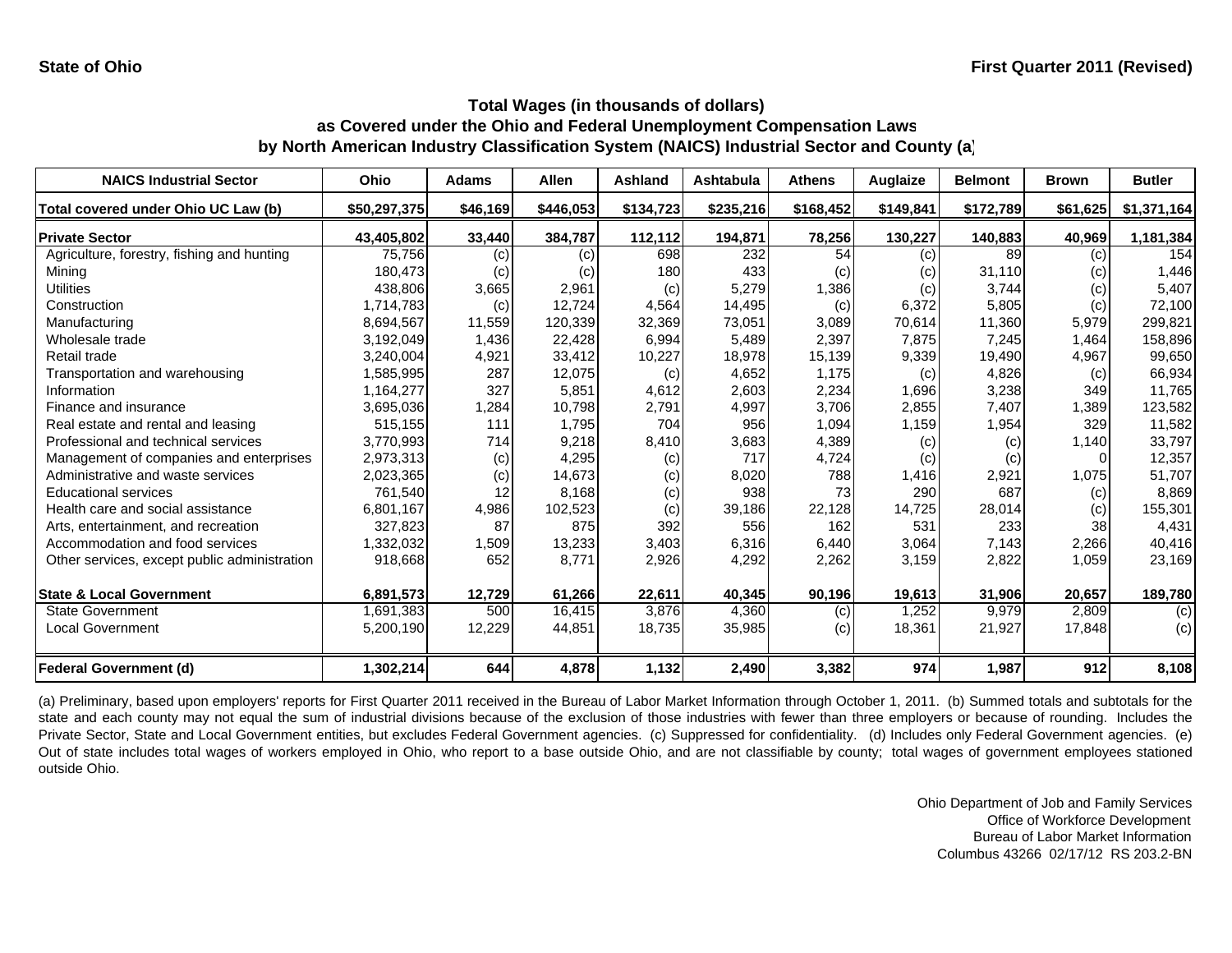State of Ohio

First Quarter 2011 (Revised)

## Total Wages (in thousands of dollars) as Covered under the Ohio and Federal Unemployment Compensation Laws by North American Industry Classification System (NAICS) Industrial Sector and County (a)

| NAICS Industrial Sector | Ohio | Adams | Allen | Ashland | Ashtabula | Athens | Auglaize | Belmont | Brown | Butler |
|---|---|---|---|---|---|---|---|---|---|---|
| **Total covered under Ohio UC Law (b)** | **$50,297,375** | **$46,169** | **$446,053** | **$134,723** | **$235,216** | **$168,452** | **$149,841** | **$172,789** | **$61,625** | **$1,371,164** |
| **Private Sector** | **43,405,802** | **33,440** | **384,787** | **112,112** | **194,871** | **78,256** | **130,227** | **140,883** | **40,969** | **1,181,384** |
| Agriculture, forestry, fishing and hunting | 75,756 | (c) | (c) | 698 | 232 | 54 | (c) | 89 | (c) | 154 |
| Mining | 180,473 | (c) | (c) | 180 | 433 | (c) | (c) | 31,110 | (c) | 1,446 |
| Utilities | 438,806 | 3,665 | 2,961 | (c) | 5,279 | 1,386 | (c) | 3,744 | (c) | 5,407 |
| Construction | 1,714,783 | (c) | 12,724 | 4,564 | 14,495 | (c) | 6,372 | 5,805 | (c) | 72,100 |
| Manufacturing | 8,694,567 | 11,559 | 120,339 | 32,369 | 73,051 | 3,089 | 70,614 | 11,360 | 5,979 | 299,821 |
| Wholesale trade | 3,192,049 | 1,436 | 22,428 | 6,994 | 5,489 | 2,397 | 7,875 | 7,245 | 1,464 | 158,896 |
| Retail trade | 3,240,004 | 4,921 | 33,412 | 10,227 | 18,978 | 15,139 | 9,339 | 19,490 | 4,967 | 99,650 |
| Transportation and warehousing | 1,585,995 | 287 | 12,075 | (c) | 4,652 | 1,175 | (c) | 4,826 | (c) | 66,934 |
| Information | 1,164,277 | 327 | 5,851 | 4,612 | 2,603 | 2,234 | 1,696 | 3,238 | 349 | 11,765 |
| Finance and insurance | 3,695,036 | 1,284 | 10,798 | 2,791 | 4,997 | 3,706 | 2,855 | 7,407 | 1,389 | 123,582 |
| Real estate and rental and leasing | 515,155 | 111 | 1,795 | 704 | 956 | 1,094 | 1,159 | 1,954 | 329 | 11,582 |
| Professional and technical services | 3,770,993 | 714 | 9,218 | 8,410 | 3,683 | 4,389 | (c) | (c) | 1,140 | 33,797 |
| Management of companies and enterprises | 2,973,313 | (c) | 4,295 | (c) | 717 | 4,724 | (c) | (c) | 0 | 12,357 |
| Administrative and waste services | 2,023,365 | (c) | 14,673 | (c) | 8,020 | 788 | 1,416 | 2,921 | 1,075 | 51,707 |
| Educational services | 761,540 | 12 | 8,168 | (c) | 938 | 73 | 290 | 687 | (c) | 8,869 |
| Health care and social assistance | 6,801,167 | 4,986 | 102,523 | (c) | 39,186 | 22,128 | 14,725 | 28,014 | (c) | 155,301 |
| Arts, entertainment, and recreation | 327,823 | 87 | 875 | 392 | 556 | 162 | 531 | 233 | 38 | 4,431 |
| Accommodation and food services | 1,332,032 | 1,509 | 13,233 | 3,403 | 6,316 | 6,440 | 3,064 | 7,143 | 2,266 | 40,416 |
| Other services, except public administration | 918,668 | 652 | 8,771 | 2,926 | 4,292 | 2,262 | 3,159 | 2,822 | 1,059 | 23,169 |
| **State & Local Government** | **6,891,573** | **12,729** | **61,266** | **22,611** | **40,345** | **90,196** | **19,613** | **31,906** | **20,657** | **189,780** |
| State Government | 1,691,383 | 500 | 16,415 | 3,876 | 4,360 | (c) | 1,252 | 9,979 | 2,809 | (c) |
| Local Government | 5,200,190 | 12,229 | 44,851 | 18,735 | 35,985 | (c) | 18,361 | 21,927 | 17,848 | (c) |
| **Federal Government (d)** | **1,302,214** | **644** | **4,878** | **1,132** | **2,490** | **3,382** | **974** | **1,987** | **912** | **8,108** |

(a) Preliminary, based upon employers' reports for First Quarter 2011 received in the Bureau of Labor Market Information through October 1, 2011. (b) Summed totals and subtotals for the state and each county may not equal the sum of industrial divisions because of the exclusion of those industries with fewer than three employers or because of rounding. Includes the Private Sector, State and Local Government entities, but excludes Federal Government agencies. (c) Suppressed for confidentiality. (d) Includes only Federal Government agencies. (e) Out of state includes total wages of workers employed in Ohio, who report to a base outside Ohio, and are not classifiable by county; total wages of government employees stationed outside Ohio.

Ohio Department of Job and Family Services
Office of Workforce Development
Bureau of Labor Market Information
Columbus 43266 02/17/12 RS 203.2-BN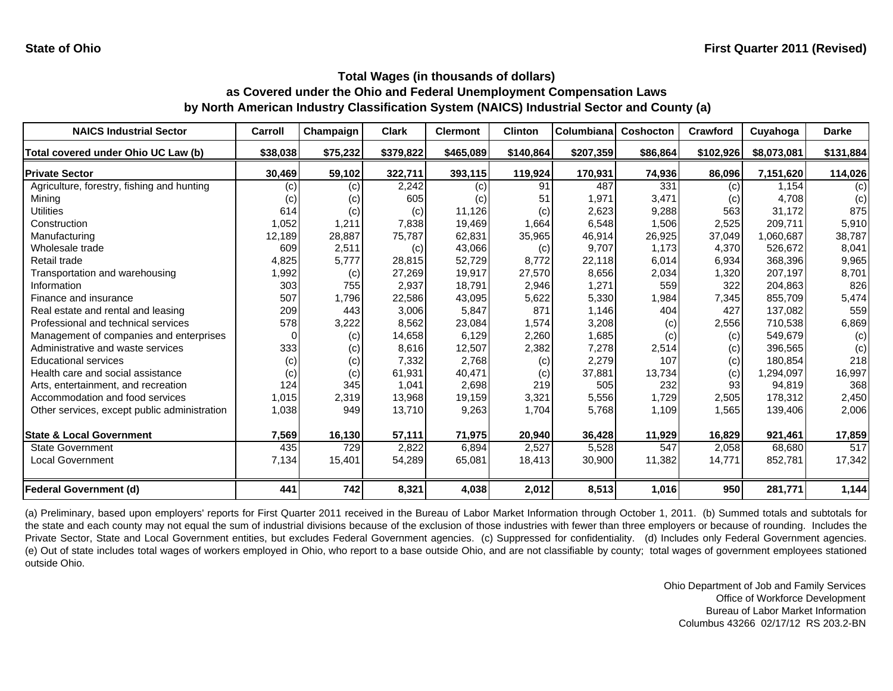State of Ohio

First Quarter 2011 (Revised)

## Total Wages (in thousands of dollars)
## as Covered under the Ohio and Federal Unemployment Compensation Laws
## by North American Industry Classification System (NAICS) Industrial Sector and County (a)

| NAICS Industrial Sector | Carroll | Champaign | Clark | Clermont | Clinton | Columbiana | Coshocton | Crawford | Cuyahoga | Darke |
|---|---|---|---|---|---|---|---|---|---|---|
| Total covered under Ohio UC Law (b) | $38,038 | $75,232 | $379,822 | $465,089 | $140,864 | $207,359 | $86,864 | $102,926 | $8,073,081 | $131,884 |
| **Private Sector** | **30,469** | **59,102** | **322,711** | **393,115** | **119,924** | **170,931** | **74,936** | **86,096** | **7,151,620** | **114,026** |
| Agriculture, forestry, fishing and hunting | (c) | (c) | 2,242 | (c) | 91 | 487 | 331 | (c) | 1,154 | (c) |
| Mining | (c) | (c) | 605 | (c) | 51 | 1,971 | 3,471 | (c) | 4,708 | (c) |
| Utilities | 614 | (c) | (c) | 11,126 | (c) | 2,623 | 9,288 | 563 | 31,172 | 875 |
| Construction | 1,052 | 1,211 | 7,838 | 19,469 | 1,664 | 6,548 | 1,506 | 2,525 | 209,711 | 5,910 |
| Manufacturing | 12,189 | 28,887 | 75,787 | 62,831 | 35,965 | 46,914 | 26,925 | 37,049 | 1,060,687 | 38,787 |
| Wholesale trade | 609 | 2,511 | (c) | 43,066 | (c) | 9,707 | 1,173 | 4,370 | 526,672 | 8,041 |
| Retail trade | 4,825 | 5,777 | 28,815 | 52,729 | 8,772 | 22,118 | 6,014 | 6,934 | 368,396 | 9,965 |
| Transportation and warehousing | 1,992 | (c) | 27,269 | 19,917 | 27,570 | 8,656 | 2,034 | 1,320 | 207,197 | 8,701 |
| Information | 303 | 755 | 2,937 | 18,791 | 2,946 | 1,271 | 559 | 322 | 204,863 | 826 |
| Finance and insurance | 507 | 1,796 | 22,586 | 43,095 | 5,622 | 5,330 | 1,984 | 7,345 | 855,709 | 5,474 |
| Real estate and rental and leasing | 209 | 443 | 3,006 | 5,847 | 871 | 1,146 | 404 | 427 | 137,082 | 559 |
| Professional and technical services | 578 | 3,222 | 8,562 | 23,084 | 1,574 | 3,208 | (c) | 2,556 | 710,538 | 6,869 |
| Management of companies and enterprises | 0 | (c) | 14,658 | 6,129 | 2,260 | 1,685 | (c) | (c) | 549,679 | (c) |
| Administrative and waste services | 333 | (c) | 8,616 | 12,507 | 2,382 | 7,278 | 2,514 | (c) | 396,565 | (c) |
| Educational services | (c) | (c) | 7,332 | 2,768 | (c) | 2,279 | 107 | (c) | 180,854 | 218 |
| Health care and social assistance | (c) | (c) | 61,931 | 40,471 | (c) | 37,881 | 13,734 | (c) | 1,294,097 | 16,997 |
| Arts, entertainment, and recreation | 124 | 345 | 1,041 | 2,698 | 219 | 505 | 232 | 93 | 94,819 | 368 |
| Accommodation and food services | 1,015 | 2,319 | 13,968 | 19,159 | 3,321 | 5,556 | 1,729 | 2,505 | 178,312 | 2,450 |
| Other services, except public administration | 1,038 | 949 | 13,710 | 9,263 | 1,704 | 5,768 | 1,109 | 1,565 | 139,406 | 2,006 |
| **State & Local Government** | **7,569** | **16,130** | **57,111** | **71,975** | **20,940** | **36,428** | **11,929** | **16,829** | **921,461** | **17,859** |
| State Government | 435 | 729 | 2,822 | 6,894 | 2,527 | 5,528 | 547 | 2,058 | 68,680 | 517 |
| Local Government | 7,134 | 15,401 | 54,289 | 65,081 | 18,413 | 30,900 | 11,382 | 14,771 | 852,781 | 17,342 |
| **Federal Government (d)** | **441** | **742** | **8,321** | **4,038** | **2,012** | **8,513** | **1,016** | **950** | **281,771** | **1,144** |

(a) Preliminary, based upon employers' reports for First Quarter 2011 received in the Bureau of Labor Market Information through October 1, 2011. (b) Summed totals and subtotals for the state and each county may not equal the sum of industrial divisions because of the exclusion of those industries with fewer than three employers or because of rounding. Includes the Private Sector, State and Local Government entities, but excludes Federal Government agencies. (c) Suppressed for confidentiality. (d) Includes only Federal Government agencies. (e) Out of state includes total wages of workers employed in Ohio, who report to a base outside Ohio, and are not classifiable by county; total wages of government employees stationed outside Ohio.

Ohio Department of Job and Family Services
Office of Workforce Development
Bureau of Labor Market Information
Columbus 43266 02/17/12 RS 203.2-BN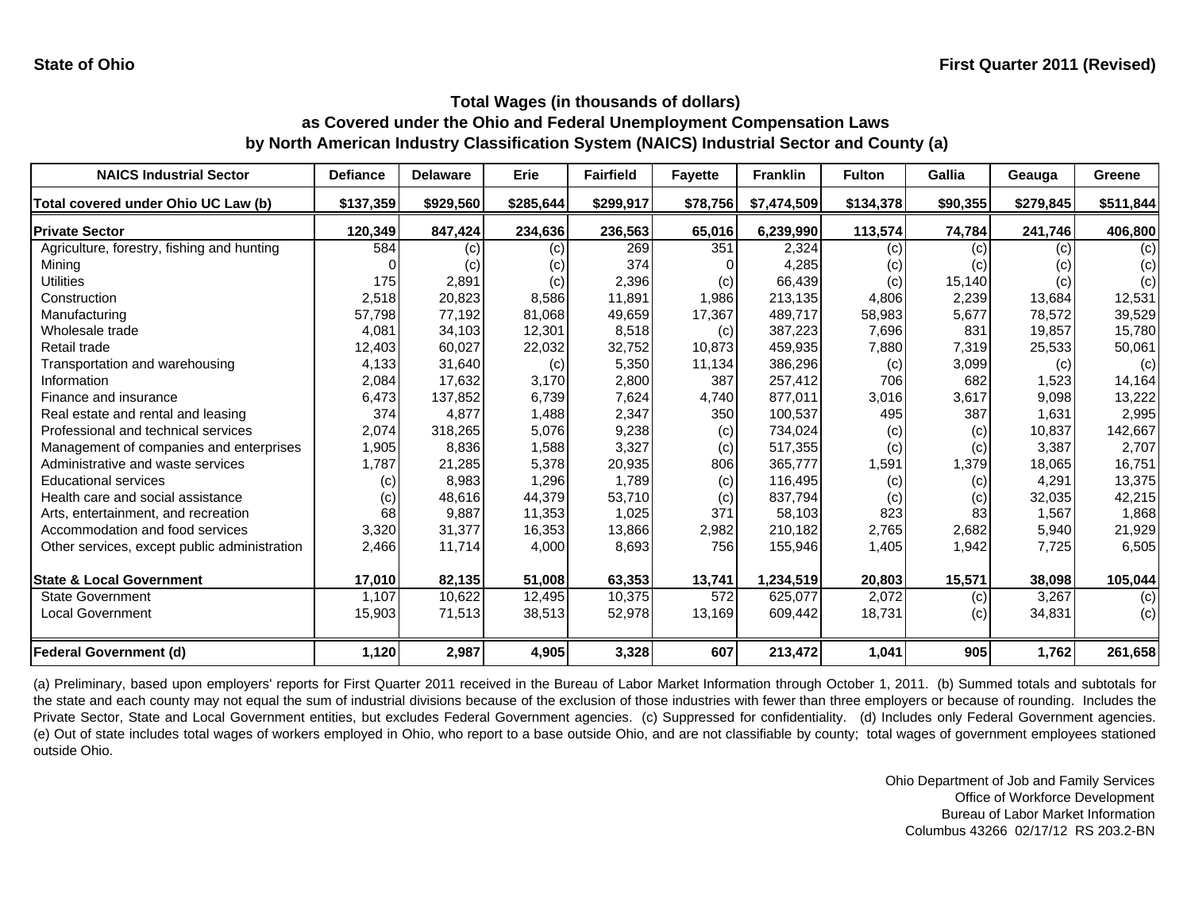**State of Ohio** **First Quarter 2011 (Revised)**

## Total Wages (in thousands of dollars)
## as Covered under the Ohio and Federal Unemployment Compensation Laws
## by North American Industry Classification System (NAICS) Industrial Sector and County (a)

| NAICS Industrial Sector | Defiance | Delaware | Erie | Fairfield | Fayette | Franklin | Fulton | Gallia | Geauga | Greene |
|---|---|---|---|---|---|---|---|---|---|---|
| Total covered under Ohio UC Law (b) | $137,359 | $929,560 | $285,644 | $299,917 | $78,756 | $7,474,509 | $134,378 | $90,355 | $279,845 | $511,844 |
| **Private Sector** | 120,349 | 847,424 | 234,636 | 236,563 | 65,016 | 6,239,990 | 113,574 | 74,784 | 241,746 | 406,800 |
| Agriculture, forestry, fishing and hunting | 584 | (c) | (c) | 269 | 351 | 2,324 | (c) | (c) | (c) | (c) |
| Mining | 0 | (c) | (c) | 374 | 0 | 4,285 | (c) | (c) | (c) | (c) |
| Utilities | 175 | 2,891 | (c) | 2,396 | (c) | 66,439 | (c) | 15,140 | (c) | (c) |
| Construction | 2,518 | 20,823 | 8,586 | 11,891 | 1,986 | 213,135 | 4,806 | 2,239 | 13,684 | 12,531 |
| Manufacturing | 57,798 | 77,192 | 81,068 | 49,659 | 17,367 | 489,717 | 58,983 | 5,677 | 78,572 | 39,529 |
| Wholesale trade | 4,081 | 34,103 | 12,301 | 8,518 | (c) | 387,223 | 7,696 | 831 | 19,857 | 15,780 |
| Retail trade | 12,403 | 60,027 | 22,032 | 32,752 | 10,873 | 459,935 | 7,880 | 7,319 | 25,533 | 50,061 |
| Transportation and warehousing | 4,133 | 31,640 | (c) | 5,350 | 11,134 | 386,296 | (c) | 3,099 | (c) | (c) |
| Information | 2,084 | 17,632 | 3,170 | 2,800 | 387 | 257,412 | 706 | 682 | 1,523 | 14,164 |
| Finance and insurance | 6,473 | 137,852 | 6,739 | 7,624 | 4,740 | 877,011 | 3,016 | 3,617 | 9,098 | 13,222 |
| Real estate and rental and leasing | 374 | 4,877 | 1,488 | 2,347 | 350 | 100,537 | 495 | 387 | 1,631 | 2,995 |
| Professional and technical services | 2,074 | 318,265 | 5,076 | 9,238 | (c) | 734,024 | (c) | (c) | 10,837 | 142,667 |
| Management of companies and enterprises | 1,905 | 8,836 | 1,588 | 3,327 | (c) | 517,355 | (c) | (c) | 3,387 | 2,707 |
| Administrative and waste services | 1,787 | 21,285 | 5,378 | 20,935 | 806 | 365,777 | 1,591 | 1,379 | 18,065 | 16,751 |
| Educational services | (c) | 8,983 | 1,296 | 1,789 | (c) | 116,495 | (c) | (c) | 4,291 | 13,375 |
| Health care and social assistance | (c) | 48,616 | 44,379 | 53,710 | (c) | 837,794 | (c) | (c) | 32,035 | 42,215 |
| Arts, entertainment, and recreation | 68 | 9,887 | 11,353 | 1,025 | 371 | 58,103 | 823 | 83 | 1,567 | 1,868 |
| Accommodation and food services | 3,320 | 31,377 | 16,353 | 13,866 | 2,982 | 210,182 | 2,765 | 2,682 | 5,940 | 21,929 |
| Other services, except public administration | 2,466 | 11,714 | 4,000 | 8,693 | 756 | 155,946 | 1,405 | 1,942 | 7,725 | 6,505 |
| **State & Local Government** | 17,010 | 82,135 | 51,008 | 63,353 | 13,741 | 1,234,519 | 20,803 | 15,571 | 38,098 | 105,044 |
| State Government | 1,107 | 10,622 | 12,495 | 10,375 | 572 | 625,077 | 2,072 | (c) | 3,267 | (c) |
| Local Government | 15,903 | 71,513 | 38,513 | 52,978 | 13,169 | 609,442 | 18,731 | (c) | 34,831 | (c) |
| **Federal Government (d)** | 1,120 | 2,987 | 4,905 | 3,328 | 607 | 213,472 | 1,041 | 905 | 1,762 | 261,658 |

(a) Preliminary, based upon employers' reports for First Quarter 2011 received in the Bureau of Labor Market Information through October 1, 2011. (b) Summed totals and subtotals for the state and each county may not equal the sum of industrial divisions because of the exclusion of those industries with fewer than three employers or because of rounding. Includes the Private Sector, State and Local Government entities, but excludes Federal Government agencies. (c) Suppressed for confidentiality. (d) Includes only Federal Government agencies. (e) Out of state includes total wages of workers employed in Ohio, who report to a base outside Ohio, and are not classifiable by county; total wages of government employees stationed outside Ohio.

Ohio Department of Job and Family Services
Office of Workforce Development
Bureau of Labor Market Information
Columbus 43266 02/17/12 RS 203.2-BN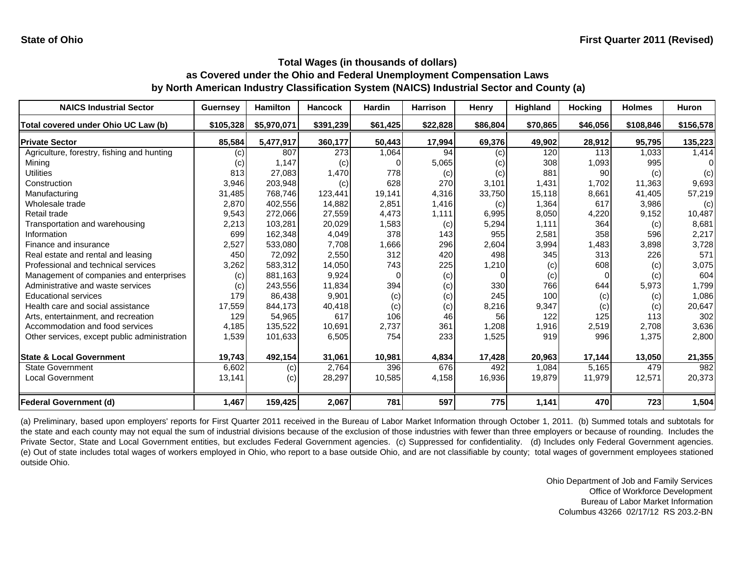State of Ohio

First Quarter 2011 (Revised)

## Total Wages (in thousands of dollars) as Covered under the Ohio and Federal Unemployment Compensation Laws by North American Industry Classification System (NAICS) Industrial Sector and County (a)

| NAICS Industrial Sector | Guernsey | Hamilton | Hancock | Hardin | Harrison | Henry | Highland | Hocking | Holmes | Huron |
|---|---|---|---|---|---|---|---|---|---|---|
| Total covered under Ohio UC Law (b) | $105,328 | $5,970,071 | $391,239 | $61,425 | $22,828 | $86,804 | $70,865 | $46,056 | $108,846 | $156,578 |
| **Private Sector** | 85,584 | 5,477,917 | 360,177 | 50,443 | 17,994 | 69,376 | 49,902 | 28,912 | 95,795 | 135,223 |
| Agriculture, forestry, fishing and hunting | (c) | 807 | 273 | 1,064 | 94 | (c) | 120 | 113 | 1,033 | 1,414 |
| Mining | (c) | 1,147 | (c) | 0 | 5,065 | (c) | 308 | 1,093 | 995 | 0 |
| Utilities | 813 | 27,083 | 1,470 | 778 | (c) | (c) | 881 | 90 | (c) | (c) |
| Construction | 3,946 | 203,948 | (c) | 628 | 270 | 3,101 | 1,431 | 1,702 | 11,363 | 9,693 |
| Manufacturing | 31,485 | 768,746 | 123,441 | 19,141 | 4,316 | 33,750 | 15,118 | 8,661 | 41,405 | 57,219 |
| Wholesale trade | 2,870 | 402,556 | 14,882 | 2,851 | 1,416 | (c) | 1,364 | 617 | 3,986 | (c) |
| Retail trade | 9,543 | 272,066 | 27,559 | 4,473 | 1,111 | 6,995 | 8,050 | 4,220 | 9,152 | 10,487 |
| Transportation and warehousing | 2,213 | 103,281 | 20,029 | 1,583 | (c) | 5,294 | 1,111 | 364 | (c) | 8,681 |
| Information | 699 | 162,348 | 4,049 | 378 | 143 | 955 | 2,581 | 358 | 596 | 2,217 |
| Finance and insurance | 2,527 | 533,080 | 7,708 | 1,666 | 296 | 2,604 | 3,994 | 1,483 | 3,898 | 3,728 |
| Real estate and rental and leasing | 450 | 72,092 | 2,550 | 312 | 420 | 498 | 345 | 313 | 226 | 571 |
| Professional and technical services | 3,262 | 583,312 | 14,050 | 743 | 225 | 1,210 | (c) | 608 | (c) | 3,075 |
| Management of companies and enterprises | (c) | 881,163 | 9,924 | 0 | (c) | 0 | (c) | 0 | (c) | 604 |
| Administrative and waste services | (c) | 243,556 | 11,834 | 394 | (c) | 330 | 766 | 644 | 5,973 | 1,799 |
| Educational services | 179 | 86,438 | 9,901 | (c) | (c) | 245 | 100 | (c) | (c) | 1,086 |
| Health care and social assistance | 17,559 | 844,173 | 40,418 | (c) | (c) | 8,216 | 9,347 | (c) | (c) | 20,647 |
| Arts, entertainment, and recreation | 129 | 54,965 | 617 | 106 | 46 | 56 | 122 | 125 | 113 | 302 |
| Accommodation and food services | 4,185 | 135,522 | 10,691 | 2,737 | 361 | 1,208 | 1,916 | 2,519 | 2,708 | 3,636 |
| Other services, except public administration | 1,539 | 101,633 | 6,505 | 754 | 233 | 1,525 | 919 | 996 | 1,375 | 2,800 |
| **State & Local Government** | 19,743 | 492,154 | 31,061 | 10,981 | 4,834 | 17,428 | 20,963 | 17,144 | 13,050 | 21,355 |
| State Government | 6,602 | (c) | 2,764 | 396 | 676 | 492 | 1,084 | 5,165 | 479 | 982 |
| Local Government | 13,141 | (c) | 28,297 | 10,585 | 4,158 | 16,936 | 19,879 | 11,979 | 12,571 | 20,373 |
| **Federal Government (d)** | 1,467 | 159,425 | 2,067 | 781 | 597 | 775 | 1,141 | 470 | 723 | 1,504 |

(a) Preliminary, based upon employers' reports for First Quarter 2011 received in the Bureau of Labor Market Information through October 1, 2011. (b) Summed totals and subtotals for the state and each county may not equal the sum of industrial divisions because of the exclusion of those industries with fewer than three employers or because of rounding. Includes the Private Sector, State and Local Government entities, but excludes Federal Government agencies. (c) Suppressed for confidentiality. (d) Includes only Federal Government agencies. (e) Out of state includes total wages of workers employed in Ohio, who report to a base outside Ohio, and are not classifiable by county; total wages of government employees stationed outside Ohio.

Ohio Department of Job and Family Services
Office of Workforce Development
Bureau of Labor Market Information
Columbus 43266 02/17/12 RS 203.2-BN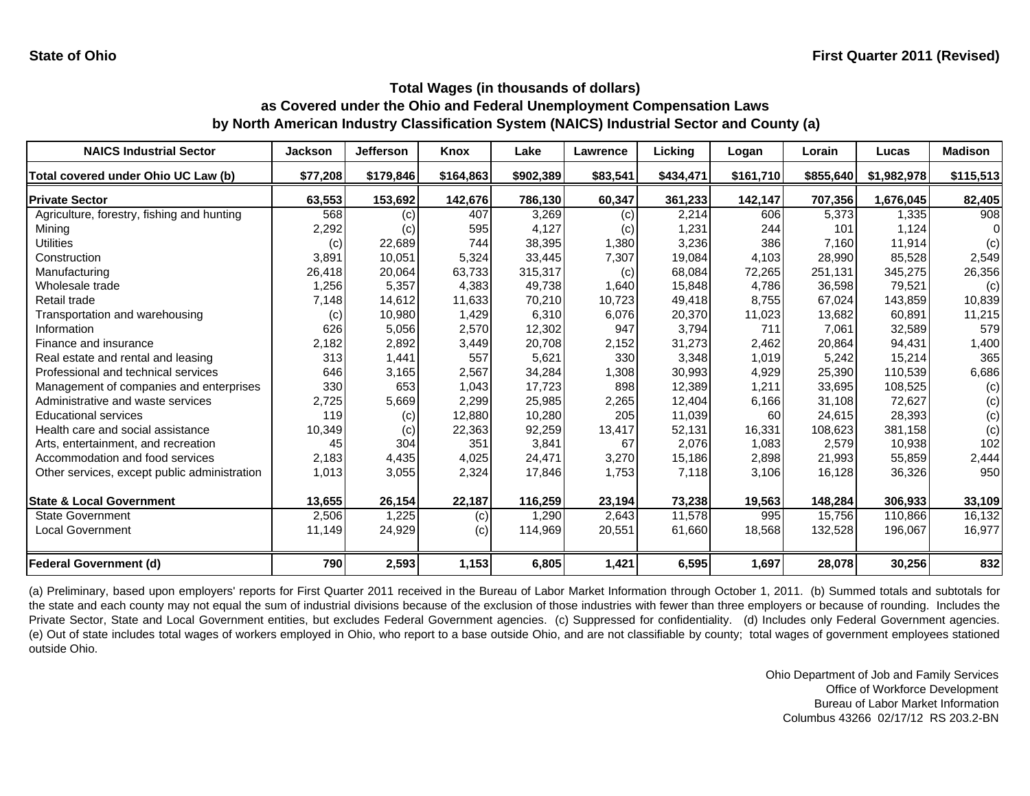State of Ohio First Quarter 2011 (Revised)

## Total Wages (in thousands of dollars) as Covered under the Ohio and Federal Unemployment Compensation Laws by North American Industry Classification System (NAICS) Industrial Sector and County (a)

| NAICS Industrial Sector | Jackson | Jefferson | Knox | Lake | Lawrence | Licking | Logan | Lorain | Lucas | Madison |
|---|---|---|---|---|---|---|---|---|---|---|
| Total covered under Ohio UC Law (b) | $77,208 | $179,846 | $164,863 | $902,389 | $83,541 | $434,471 | $161,710 | $855,640 | $1,982,978 | $115,513 |
| **Private Sector** | 63,553 | 153,692 | 142,676 | 786,130 | 60,347 | 361,233 | 142,147 | 707,356 | 1,676,045 | 82,405 |
| Agriculture, forestry, fishing and hunting | 568 | (c) | 407 | 3,269 | (c) | 2,214 | 606 | 5,373 | 1,335 | 908 |
| Mining | 2,292 | (c) | 595 | 4,127 | (c) | 1,231 | 244 | 101 | 1,124 | 0 |
| Utilities | (c) | 22,689 | 744 | 38,395 | 1,380 | 3,236 | 386 | 7,160 | 11,914 | (c) |
| Construction | 3,891 | 10,051 | 5,324 | 33,445 | 7,307 | 19,084 | 4,103 | 28,990 | 85,528 | 2,549 |
| Manufacturing | 26,418 | 20,064 | 63,733 | 315,317 | (c) | 68,084 | 72,265 | 251,131 | 345,275 | 26,356 |
| Wholesale trade | 1,256 | 5,357 | 4,383 | 49,738 | 1,640 | 15,848 | 4,786 | 36,598 | 79,521 | (c) |
| Retail trade | 7,148 | 14,612 | 11,633 | 70,210 | 10,723 | 49,418 | 8,755 | 67,024 | 143,859 | 10,839 |
| Transportation and warehousing | (c) | 10,980 | 1,429 | 6,310 | 6,076 | 20,370 | 11,023 | 13,682 | 60,891 | 11,215 |
| Information | 626 | 5,056 | 2,570 | 12,302 | 947 | 3,794 | 711 | 7,061 | 32,589 | 579 |
| Finance and insurance | 2,182 | 2,892 | 3,449 | 20,708 | 2,152 | 31,273 | 2,462 | 20,864 | 94,431 | 1,400 |
| Real estate and rental and leasing | 313 | 1,441 | 557 | 5,621 | 330 | 3,348 | 1,019 | 5,242 | 15,214 | 365 |
| Professional and technical services | 646 | 3,165 | 2,567 | 34,284 | 1,308 | 30,993 | 4,929 | 25,390 | 110,539 | 6,686 |
| Management of companies and enterprises | 330 | 653 | 1,043 | 17,723 | 898 | 12,389 | 1,211 | 33,695 | 108,525 | (c) |
| Administrative and waste services | 2,725 | 5,669 | 2,299 | 25,985 | 2,265 | 12,404 | 6,166 | 31,108 | 72,627 | (c) |
| Educational services | 119 | (c) | 12,880 | 10,280 | 205 | 11,039 | 60 | 24,615 | 28,393 | (c) |
| Health care and social assistance | 10,349 | (c) | 22,363 | 92,259 | 13,417 | 52,131 | 16,331 | 108,623 | 381,158 | (c) |
| Arts, entertainment, and recreation | 45 | 304 | 351 | 3,841 | 67 | 2,076 | 1,083 | 2,579 | 10,938 | 102 |
| Accommodation and food services | 2,183 | 4,435 | 4,025 | 24,471 | 3,270 | 15,186 | 2,898 | 21,993 | 55,859 | 2,444 |
| Other services, except public administration | 1,013 | 3,055 | 2,324 | 17,846 | 1,753 | 7,118 | 3,106 | 16,128 | 36,326 | 950 |
| **State & Local Government** | 13,655 | 26,154 | 22,187 | 116,259 | 23,194 | 73,238 | 19,563 | 148,284 | 306,933 | 33,109 |
| State Government | 2,506 | 1,225 | (c) | 1,290 | 2,643 | 11,578 | 995 | 15,756 | 110,866 | 16,132 |
| Local Government | 11,149 | 24,929 | (c) | 114,969 | 20,551 | 61,660 | 18,568 | 132,528 | 196,067 | 16,977 |
| **Federal Government (d)** | 790 | 2,593 | 1,153 | 6,805 | 1,421 | 6,595 | 1,697 | 28,078 | 30,256 | 832 |

(a) Preliminary, based upon employers' reports for First Quarter 2011 received in the Bureau of Labor Market Information through October 1, 2011. (b) Summed totals and subtotals for the state and each county may not equal the sum of industrial divisions because of the exclusion of those industries with fewer than three employers or because of rounding. Includes the Private Sector, State and Local Government entities, but excludes Federal Government agencies. (c) Suppressed for confidentiality. (d) Includes only Federal Government agencies. (e) Out of state includes total wages of workers employed in Ohio, who report to a base outside Ohio, and are not classifiable by county; total wages of government employees stationed outside Ohio.

Ohio Department of Job and Family Services
Office of Workforce Development
Bureau of Labor Market Information
Columbus 43266 02/17/12 RS 203.2-BN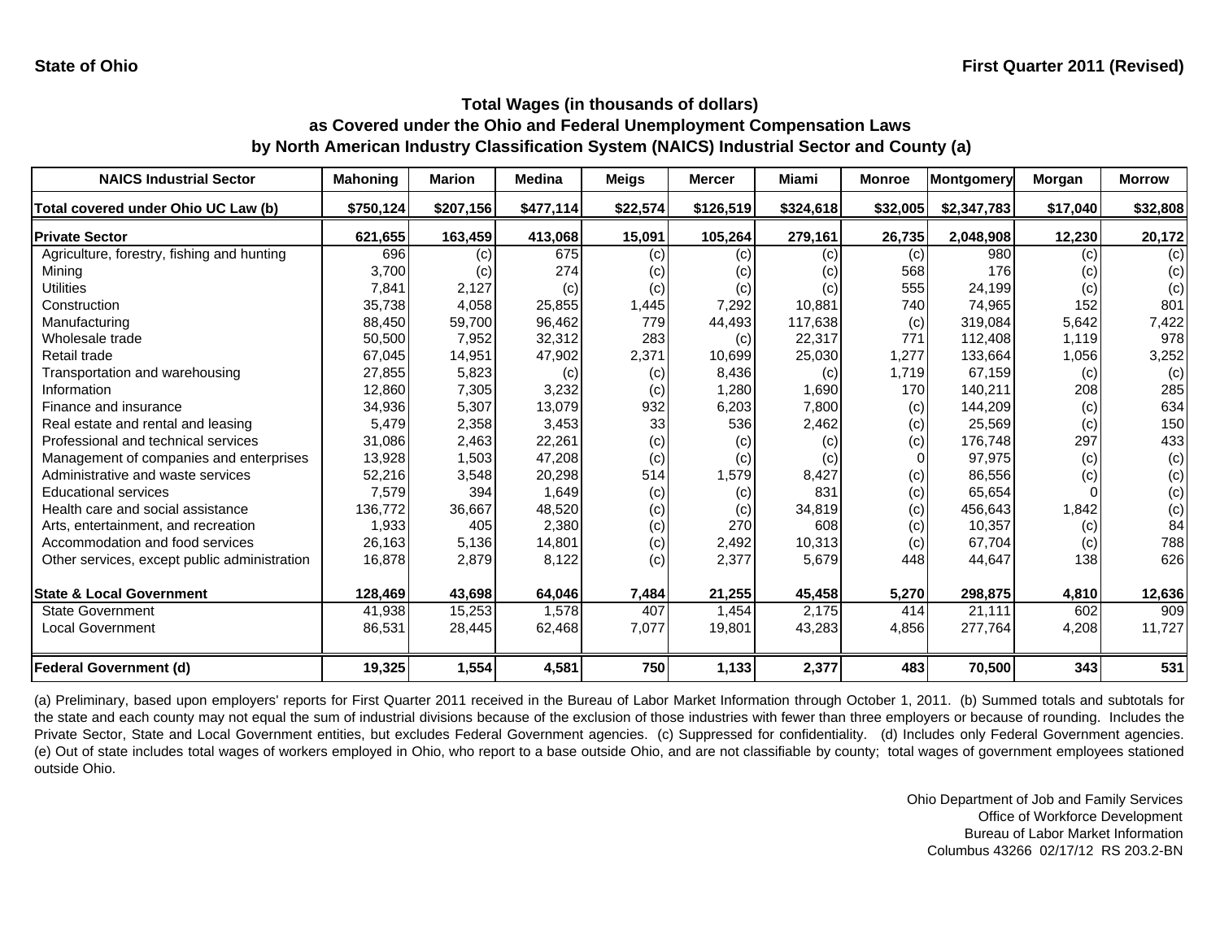**State of Ohio** **First Quarter 2011 (Revised)**

## Total Wages (in thousands of dollars)
## as Covered under the Ohio and Federal Unemployment Compensation Laws
## by North American Industry Classification System (NAICS) Industrial Sector and County (a)

| NAICS Industrial Sector | Mahoning | Marion | Medina | Meigs | Mercer | Miami | Monroe | Montgomery | Morgan | Morrow |
|---|---|---|---|---|---|---|---|---|---|---|
| Total covered under Ohio UC Law (b) | $750,124 | $207,156 | $477,114 | $22,574 | $126,519 | $324,618 | $32,005 | $2,347,783 | $17,040 | $32,808 |
| **Private Sector** | 621,655 | 163,459 | 413,068 | 15,091 | 105,264 | 279,161 | 26,735 | 2,048,908 | 12,230 | 20,172 |
| Agriculture, forestry, fishing and hunting | 696 | (c) | 675 | (c) | (c) | (c) | (c) | 980 | (c) | (c) |
| Mining | 3,700 | (c) | 274 | (c) | (c) | (c) | 568 | 176 | (c) | (c) |
| Utilities | 7,841 | 2,127 | (c) | (c) | (c) | (c) | 555 | 24,199 | (c) | (c) |
| Construction | 35,738 | 4,058 | 25,855 | 1,445 | 7,292 | 10,881 | 740 | 74,965 | 152 | 801 |
| Manufacturing | 88,450 | 59,700 | 96,462 | 779 | 44,493 | 117,638 | (c) | 319,084 | 5,642 | 7,422 |
| Wholesale trade | 50,500 | 7,952 | 32,312 | 283 | (c) | 22,317 | 771 | 112,408 | 1,119 | 978 |
| Retail trade | 67,045 | 14,951 | 47,902 | 2,371 | 10,699 | 25,030 | 1,277 | 133,664 | 1,056 | 3,252 |
| Transportation and warehousing | 27,855 | 5,823 | (c) | (c) | 8,436 | (c) | 1,719 | 67,159 | (c) | (c) |
| Information | 12,860 | 7,305 | 3,232 | (c) | 1,280 | 1,690 | 170 | 140,211 | 208 | 285 |
| Finance and insurance | 34,936 | 5,307 | 13,079 | 932 | 6,203 | 7,800 | (c) | 144,209 | (c) | 634 |
| Real estate and rental and leasing | 5,479 | 2,358 | 3,453 | 33 | 536 | 2,462 | (c) | 25,569 | (c) | 150 |
| Professional and technical services | 31,086 | 2,463 | 22,261 | (c) | (c) | (c) | (c) | 176,748 | 297 | 433 |
| Management of companies and enterprises | 13,928 | 1,503 | 47,208 | (c) | (c) | (c) | 0 | 97,975 | (c) | (c) |
| Administrative and waste services | 52,216 | 3,548 | 20,298 | 514 | 1,579 | 8,427 | (c) | 86,556 | (c) | (c) |
| Educational services | 7,579 | 394 | 1,649 | (c) | (c) | 831 | (c) | 65,654 | 0 | (c) |
| Health care and social assistance | 136,772 | 36,667 | 48,520 | (c) | (c) | 34,819 | (c) | 456,643 | 1,842 | (c) |
| Arts, entertainment, and recreation | 1,933 | 405 | 2,380 | (c) | 270 | 608 | (c) | 10,357 | (c) | 84 |
| Accommodation and food services | 26,163 | 5,136 | 14,801 | (c) | 2,492 | 10,313 | (c) | 67,704 | (c) | 788 |
| Other services, except public administration | 16,878 | 2,879 | 8,122 | (c) | 2,377 | 5,679 | 448 | 44,647 | 138 | 626 |
| **State & Local Government** | 128,469 | 43,698 | 64,046 | 7,484 | 21,255 | 45,458 | 5,270 | 298,875 | 4,810 | 12,636 |
| State Government | 41,938 | 15,253 | 1,578 | 407 | 1,454 | 2,175 | 414 | 21,111 | 602 | 909 |
| Local Government | 86,531 | 28,445 | 62,468 | 7,077 | 19,801 | 43,283 | 4,856 | 277,764 | 4,208 | 11,727 |
| **Federal Government (d)** | 19,325 | 1,554 | 4,581 | 750 | 1,133 | 2,377 | 483 | 70,500 | 343 | 531 |

(a) Preliminary, based upon employers' reports for First Quarter 2011 received in the Bureau of Labor Market Information through October 1, 2011. (b) Summed totals and subtotals for the state and each county may not equal the sum of industrial divisions because of the exclusion of those industries with fewer than three employers or because of rounding. Includes the Private Sector, State and Local Government entities, but excludes Federal Government agencies. (c) Suppressed for confidentiality. (d) Includes only Federal Government agencies. (e) Out of state includes total wages of workers employed in Ohio, who report to a base outside Ohio, and are not classifiable by county; total wages of government employees stationed outside Ohio.

Ohio Department of Job and Family Services
Office of Workforce Development
Bureau of Labor Market Information
Columbus 43266 02/17/12 RS 203.2-BN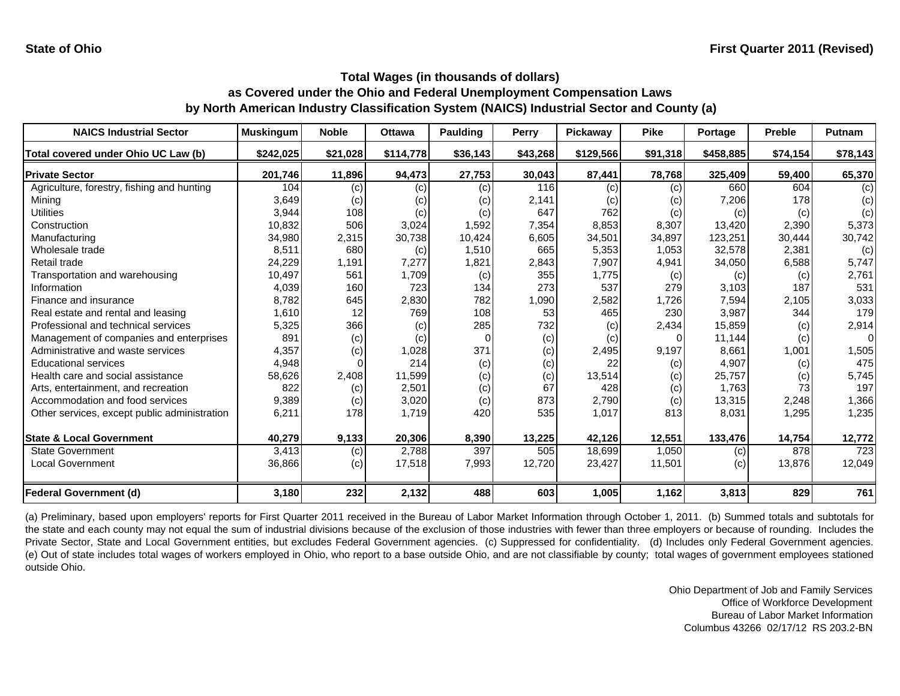State of Ohio | First Quarter 2011 (Revised)

## Total Wages (in thousands of dollars)
## as Covered under the Ohio and Federal Unemployment Compensation Laws
## by North American Industry Classification System (NAICS) Industrial Sector and County (a)

| NAICS Industrial Sector | Muskingum | Noble | Ottawa | Paulding | Perry | Pickaway | Pike | Portage | Preble | Putnam |
|---|---|---|---|---|---|---|---|---|---|---|
| Total covered under Ohio UC Law (b) | $242,025 | $21,028 | $114,778 | $36,143 | $43,268 | $129,566 | $91,318 | $458,885 | $74,154 | $78,143 |
| **Private Sector** | **201,746** | **11,896** | **94,473** | **27,753** | **30,043** | **87,441** | **78,768** | **325,409** | **59,400** | **65,370** |
| Agriculture, forestry, fishing and hunting | 104 | (c) | (c) | (c) | 116 | (c) | (c) | 660 | 604 | (c) |
| Mining | 3,649 | (c) | (c) | (c) | 2,141 | (c) | (c) | 7,206 | 178 | (c) |
| Utilities | 3,944 | 108 | (c) | (c) | 647 | 762 | (c) | (c) | (c) | (c) |
| Construction | 10,832 | 506 | 3,024 | 1,592 | 7,354 | 8,853 | 8,307 | 13,420 | 2,390 | 5,373 |
| Manufacturing | 34,980 | 2,315 | 30,738 | 10,424 | 6,605 | 34,501 | 34,897 | 123,251 | 30,444 | 30,742 |
| Wholesale trade | 8,511 | 680 | (c) | 1,510 | 665 | 5,353 | 1,053 | 32,578 | 2,381 | (c) |
| Retail trade | 24,229 | 1,191 | 7,277 | 1,821 | 2,843 | 7,907 | 4,941 | 34,050 | 6,588 | 5,747 |
| Transportation and warehousing | 10,497 | 561 | 1,709 | (c) | 355 | 1,775 | (c) | (c) | (c) | 2,761 |
| Information | 4,039 | 160 | 723 | 134 | 273 | 537 | 279 | 3,103 | 187 | 531 |
| Finance and insurance | 8,782 | 645 | 2,830 | 782 | 1,090 | 2,582 | 1,726 | 7,594 | 2,105 | 3,033 |
| Real estate and rental and leasing | 1,610 | 12 | 769 | 108 | 53 | 465 | 230 | 3,987 | 344 | 179 |
| Professional and technical services | 5,325 | 366 | (c) | 285 | 732 | (c) | 2,434 | 15,859 | (c) | 2,914 |
| Management of companies and enterprises | 891 | (c) | (c) | 0 | (c) | (c) | 0 | 11,144 | (c) | 0 |
| Administrative and waste services | 4,357 | (c) | 1,028 | 371 | (c) | 2,495 | 9,197 | 8,661 | 1,001 | 1,505 |
| Educational services | 4,948 | 0 | 214 | (c) | (c) | 22 | (c) | 4,907 | (c) | 475 |
| Health care and social assistance | 58,626 | 2,408 | 11,599 | (c) | (c) | 13,514 | (c) | 25,757 | (c) | 5,745 |
| Arts, entertainment, and recreation | 822 | (c) | 2,501 | (c) | 67 | 428 | (c) | 1,763 | 73 | 197 |
| Accommodation and food services | 9,389 | (c) | 3,020 | (c) | 873 | 2,790 | (c) | 13,315 | 2,248 | 1,366 |
| Other services, except public administration | 6,211 | 178 | 1,719 | 420 | 535 | 1,017 | 813 | 8,031 | 1,295 | 1,235 |
| **State & Local Government** | **40,279** | **9,133** | **20,306** | **8,390** | **13,225** | **42,126** | **12,551** | **133,476** | **14,754** | **12,772** |
| State Government | 3,413 | (c) | 2,788 | 397 | 505 | 18,699 | 1,050 | (c) | 878 | 723 |
| Local Government | 36,866 | (c) | 17,518 | 7,993 | 12,720 | 23,427 | 11,501 | (c) | 13,876 | 12,049 |
| **Federal Government (d)** | **3,180** | **232** | **2,132** | **488** | **603** | **1,005** | **1,162** | **3,813** | **829** | **761** |

(a) Preliminary, based upon employers' reports for First Quarter 2011 received in the Bureau of Labor Market Information through October 1, 2011. (b) Summed totals and subtotals for the state and each county may not equal the sum of industrial divisions because of the exclusion of those industries with fewer than three employers or because of rounding. Includes the Private Sector, State and Local Government entities, but excludes Federal Government agencies. (c) Suppressed for confidentiality. (d) Includes only Federal Government agencies. (e) Out of state includes total wages of workers employed in Ohio, who report to a base outside Ohio, and are not classifiable by county; total wages of government employees stationed outside Ohio.

Ohio Department of Job and Family Services
Office of Workforce Development
Bureau of Labor Market Information
Columbus 43266 02/17/12 RS 203.2-BN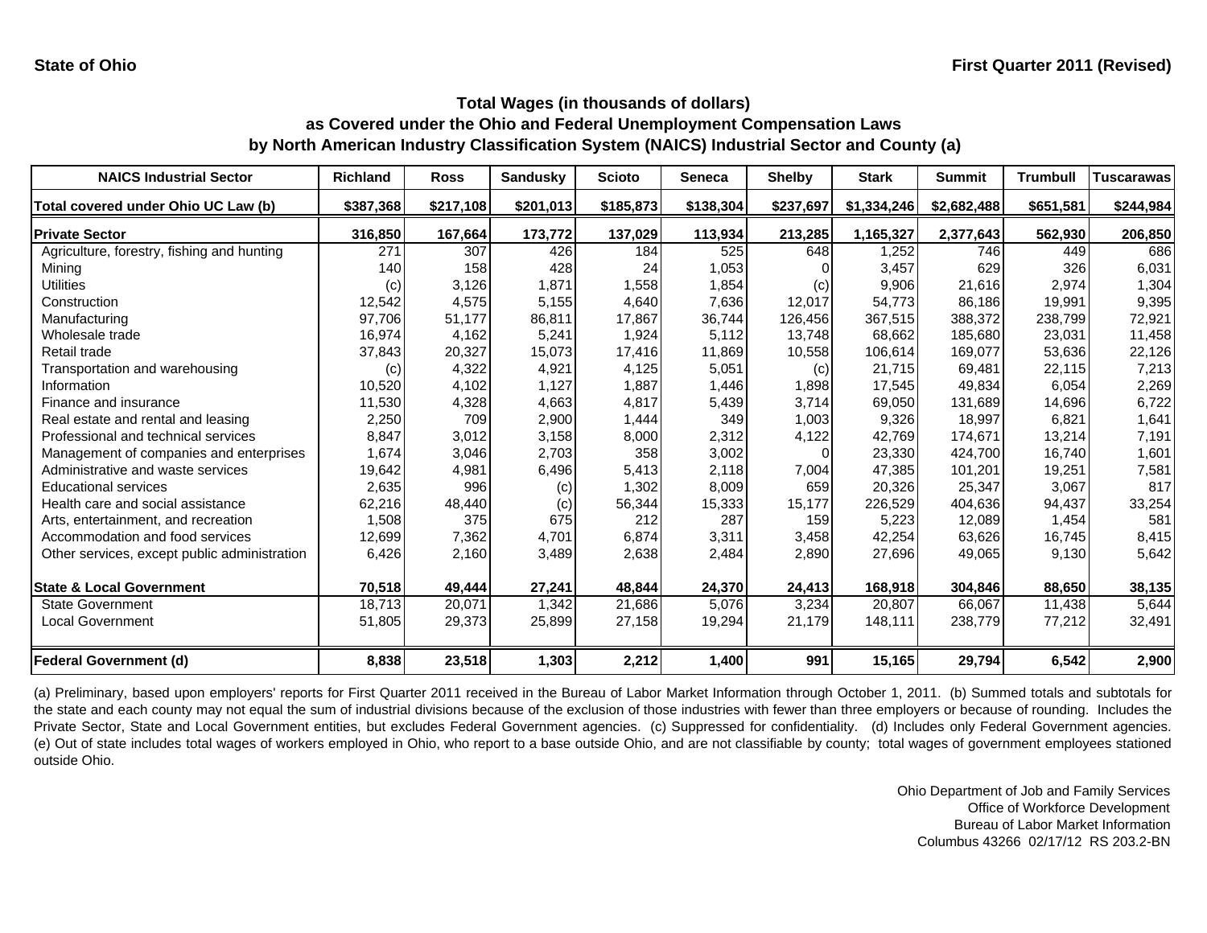State of Ohio

First Quarter 2011 (Revised)

## Total Wages (in thousands of dollars) as Covered under the Ohio and Federal Unemployment Compensation Laws by North American Industry Classification System (NAICS) Industrial Sector and County (a)

| NAICS Industrial Sector | Richland | Ross | Sandusky | Scioto | Seneca | Shelby | Stark | Summit | Trumbull | Tuscarawas |
|---|---|---|---|---|---|---|---|---|---|---|
| Total covered under Ohio UC Law (b) | $387,368 | $217,108 | $201,013 | $185,873 | $138,304 | $237,697 | $1,334,246 | $2,682,488 | $651,581 | $244,984 |
| **Private Sector** | **316,850** | **167,664** | **173,772** | **137,029** | **113,934** | **213,285** | **1,165,327** | **2,377,643** | **562,930** | **206,850** |
| Agriculture, forestry, fishing and hunting | 271 | 307 | 426 | 184 | 525 | 648 | 1,252 | 746 | 449 | 686 |
| Mining | 140 | 158 | 428 | 24 | 1,053 | 0 | 3,457 | 629 | 326 | 6,031 |
| Utilities | (c) | 3,126 | 1,871 | 1,558 | 1,854 | (c) | 9,906 | 21,616 | 2,974 | 1,304 |
| Construction | 12,542 | 4,575 | 5,155 | 4,640 | 7,636 | 12,017 | 54,773 | 86,186 | 19,991 | 9,395 |
| Manufacturing | 97,706 | 51,177 | 86,811 | 17,867 | 36,744 | 126,456 | 367,515 | 388,372 | 238,799 | 72,921 |
| Wholesale trade | 16,974 | 4,162 | 5,241 | 1,924 | 5,112 | 13,748 | 68,662 | 185,680 | 23,031 | 11,458 |
| Retail trade | 37,843 | 20,327 | 15,073 | 17,416 | 11,869 | 10,558 | 106,614 | 169,077 | 53,636 | 22,126 |
| Transportation and warehousing | (c) | 4,322 | 4,921 | 4,125 | 5,051 | (c) | 21,715 | 69,481 | 22,115 | 7,213 |
| Information | 10,520 | 4,102 | 1,127 | 1,887 | 1,446 | 1,898 | 17,545 | 49,834 | 6,054 | 2,269 |
| Finance and insurance | 11,530 | 4,328 | 4,663 | 4,817 | 5,439 | 3,714 | 69,050 | 131,689 | 14,696 | 6,722 |
| Real estate and rental and leasing | 2,250 | 709 | 2,900 | 1,444 | 349 | 1,003 | 9,326 | 18,997 | 6,821 | 1,641 |
| Professional and technical services | 8,847 | 3,012 | 3,158 | 8,000 | 2,312 | 4,122 | 42,769 | 174,671 | 13,214 | 7,191 |
| Management of companies and enterprises | 1,674 | 3,046 | 2,703 | 358 | 3,002 | 0 | 23,330 | 424,700 | 16,740 | 1,601 |
| Administrative and waste services | 19,642 | 4,981 | 6,496 | 5,413 | 2,118 | 7,004 | 47,385 | 101,201 | 19,251 | 7,581 |
| Educational services | 2,635 | 996 | (c) | 1,302 | 8,009 | 659 | 20,326 | 25,347 | 3,067 | 817 |
| Health care and social assistance | 62,216 | 48,440 | (c) | 56,344 | 15,333 | 15,177 | 226,529 | 404,636 | 94,437 | 33,254 |
| Arts, entertainment, and recreation | 1,508 | 375 | 675 | 212 | 287 | 159 | 5,223 | 12,089 | 1,454 | 581 |
| Accommodation and food services | 12,699 | 7,362 | 4,701 | 6,874 | 3,311 | 3,458 | 42,254 | 63,626 | 16,745 | 8,415 |
| Other services, except public administration | 6,426 | 2,160 | 3,489 | 2,638 | 2,484 | 2,890 | 27,696 | 49,065 | 9,130 | 5,642 |
| **State & Local Government** | **70,518** | **49,444** | **27,241** | **48,844** | **24,370** | **24,413** | **168,918** | **304,846** | **88,650** | **38,135** |
| State Government | 18,713 | 20,071 | 1,342 | 21,686 | 5,076 | 3,234 | 20,807 | 66,067 | 11,438 | 5,644 |
| Local Government | 51,805 | 29,373 | 25,899 | 27,158 | 19,294 | 21,179 | 148,111 | 238,779 | 77,212 | 32,491 |
| **Federal Government (d)** | **8,838** | **23,518** | **1,303** | **2,212** | **1,400** | **991** | **15,165** | **29,794** | **6,542** | **2,900** |

(a) Preliminary, based upon employers' reports for First Quarter 2011 received in the Bureau of Labor Market Information through October 1, 2011. (b) Summed totals and subtotals for the state and each county may not equal the sum of industrial divisions because of the exclusion of those industries with fewer than three employers or because of rounding. Includes the Private Sector, State and Local Government entities, but excludes Federal Government agencies. (c) Suppressed for confidentiality. (d) Includes only Federal Government agencies. (e) Out of state includes total wages of workers employed in Ohio, who report to a base outside Ohio, and are not classifiable by county; total wages of government employees stationed outside Ohio.

Ohio Department of Job and Family Services
Office of Workforce Development
Bureau of Labor Market Information
Columbus 43266 02/17/12 RS 203.2-BN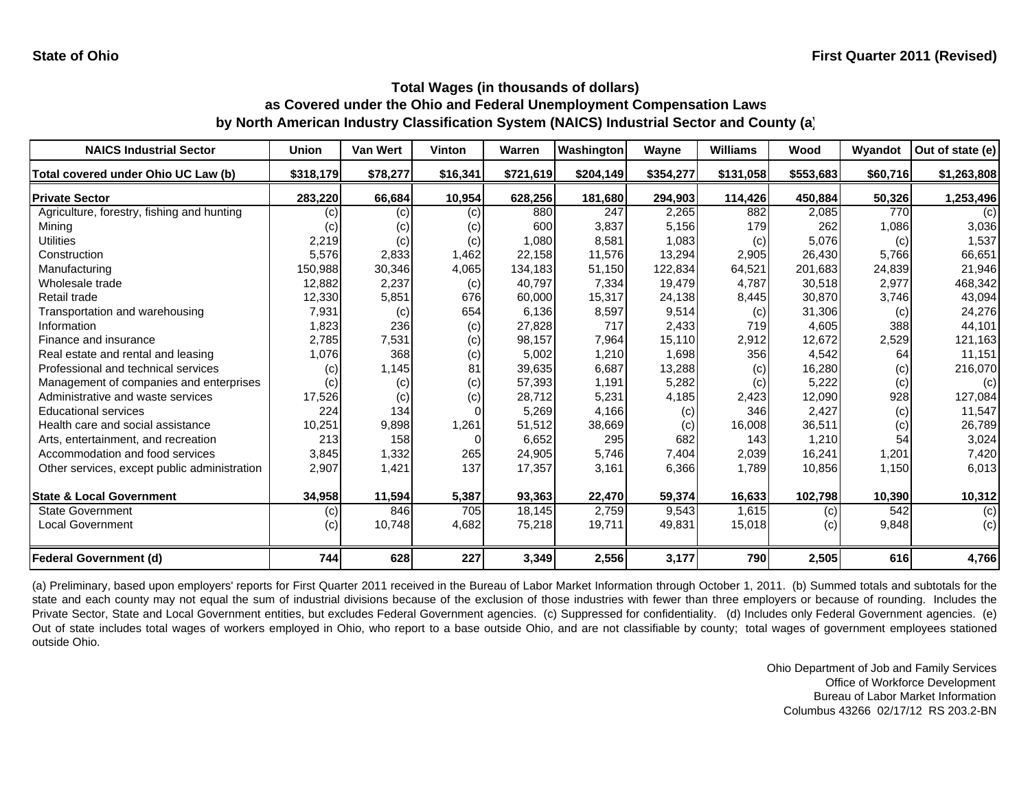State of Ohio

First Quarter 2011 (Revised)

## Total Wages (in thousands of dollars)
## as Covered under the Ohio and Federal Unemployment Compensation Laws
## by North American Industry Classification System (NAICS) Industrial Sector and County (a)

| NAICS Industrial Sector | Union | Van Wert | Vinton | Warren | Washington | Wayne | Williams | Wood | Wyandot | Out of state (e) |
|---|---|---|---|---|---|---|---|---|---|---|
| **Total covered under Ohio UC Law (b)** | **$318,179** | **$78,277** | **$16,341** | **$721,619** | **$204,149** | **$354,277** | **$131,058** | **$553,683** | **$60,716** | **$1,263,808** |
| **Private Sector** | **283,220** | **66,684** | **10,954** | **628,256** | **181,680** | **294,903** | **114,426** | **450,884** | **50,326** | **1,253,496** |
| Agriculture, forestry, fishing and hunting | (c) | (c) | (c) | 880 | 247 | 2,265 | 882 | 2,085 | 770 | (c) |
| Mining | (c) | (c) | (c) | 600 | 3,837 | 5,156 | 179 | 262 | 1,086 | 3,036 |
| Utilities | 2,219 | (c) | (c) | 1,080 | 8,581 | 1,083 | (c) | 5,076 | (c) | 1,537 |
| Construction | 5,576 | 2,833 | 1,462 | 22,158 | 11,576 | 13,294 | 2,905 | 26,430 | 5,766 | 66,651 |
| Manufacturing | 150,988 | 30,346 | 4,065 | 134,183 | 51,150 | 122,834 | 64,521 | 201,683 | 24,839 | 21,946 |
| Wholesale trade | 12,882 | 2,237 | (c) | 40,797 | 7,334 | 19,479 | 4,787 | 30,518 | 2,977 | 468,342 |
| Retail trade | 12,330 | 5,851 | 676 | 60,000 | 15,317 | 24,138 | 8,445 | 30,870 | 3,746 | 43,094 |
| Transportation and warehousing | 7,931 | (c) | 654 | 6,136 | 8,597 | 9,514 | (c) | 31,306 | (c) | 24,276 |
| Information | 1,823 | 236 | (c) | 27,828 | 717 | 2,433 | 719 | 4,605 | 388 | 44,101 |
| Finance and insurance | 2,785 | 7,531 | (c) | 98,157 | 7,964 | 15,110 | 2,912 | 12,672 | 2,529 | 121,163 |
| Real estate and rental and leasing | 1,076 | 368 | (c) | 5,002 | 1,210 | 1,698 | 356 | 4,542 | 64 | 11,151 |
| Professional and technical services | (c) | 1,145 | 81 | 39,635 | 6,687 | 13,288 | (c) | 16,280 | (c) | 216,070 |
| Management of companies and enterprises | (c) | (c) | (c) | 57,393 | 1,191 | 5,282 | (c) | 5,222 | (c) | (c) |
| Administrative and waste services | 17,526 | (c) | (c) | 28,712 | 5,231 | 4,185 | 2,423 | 12,090 | 928 | 127,084 |
| Educational services | 224 | 134 | 0 | 5,269 | 4,166 | (c) | 346 | 2,427 | (c) | 11,547 |
| Health care and social assistance | 10,251 | 9,898 | 1,261 | 51,512 | 38,669 | (c) | 16,008 | 36,511 | (c) | 26,789 |
| Arts, entertainment, and recreation | 213 | 158 | 0 | 6,652 | 295 | 682 | 143 | 1,210 | 54 | 3,024 |
| Accommodation and food services | 3,845 | 1,332 | 265 | 24,905 | 5,746 | 7,404 | 2,039 | 16,241 | 1,201 | 7,420 |
| Other services, except public administration | 2,907 | 1,421 | 137 | 17,357 | 3,161 | 6,366 | 1,789 | 10,856 | 1,150 | 6,013 |
| **State & Local Government** | **34,958** | **11,594** | **5,387** | **93,363** | **22,470** | **59,374** | **16,633** | **102,798** | **10,390** | **10,312** |
| State Government | (c) | 846 | 705 | 18,145 | 2,759 | 9,543 | 1,615 | (c) | 542 | (c) |
| Local Government | (c) | 10,748 | 4,682 | 75,218 | 19,711 | 49,831 | 15,018 | (c) | 9,848 | (c) |
| **Federal Government (d)** | **744** | **628** | **227** | **3,349** | **2,556** | **3,177** | **790** | **2,505** | **616** | **4,766** |

(a) Preliminary, based upon employers' reports for First Quarter 2011 received in the Bureau of Labor Market Information through October 1, 2011. (b) Summed totals and subtotals for the state and each county may not equal the sum of industrial divisions because of the exclusion of those industries with fewer than three employers or because of rounding. Includes the Private Sector, State and Local Government entities, but excludes Federal Government agencies. (c) Suppressed for confidentiality. (d) Includes only Federal Government agencies. (e) Out of state includes total wages of workers employed in Ohio, who report to a base outside Ohio, and are not classifiable by county; total wages of government employees stationed outside Ohio.

Ohio Department of Job and Family Services
Office of Workforce Development
Bureau of Labor Market Information
Columbus 43266 02/17/12 RS 203.2-BN